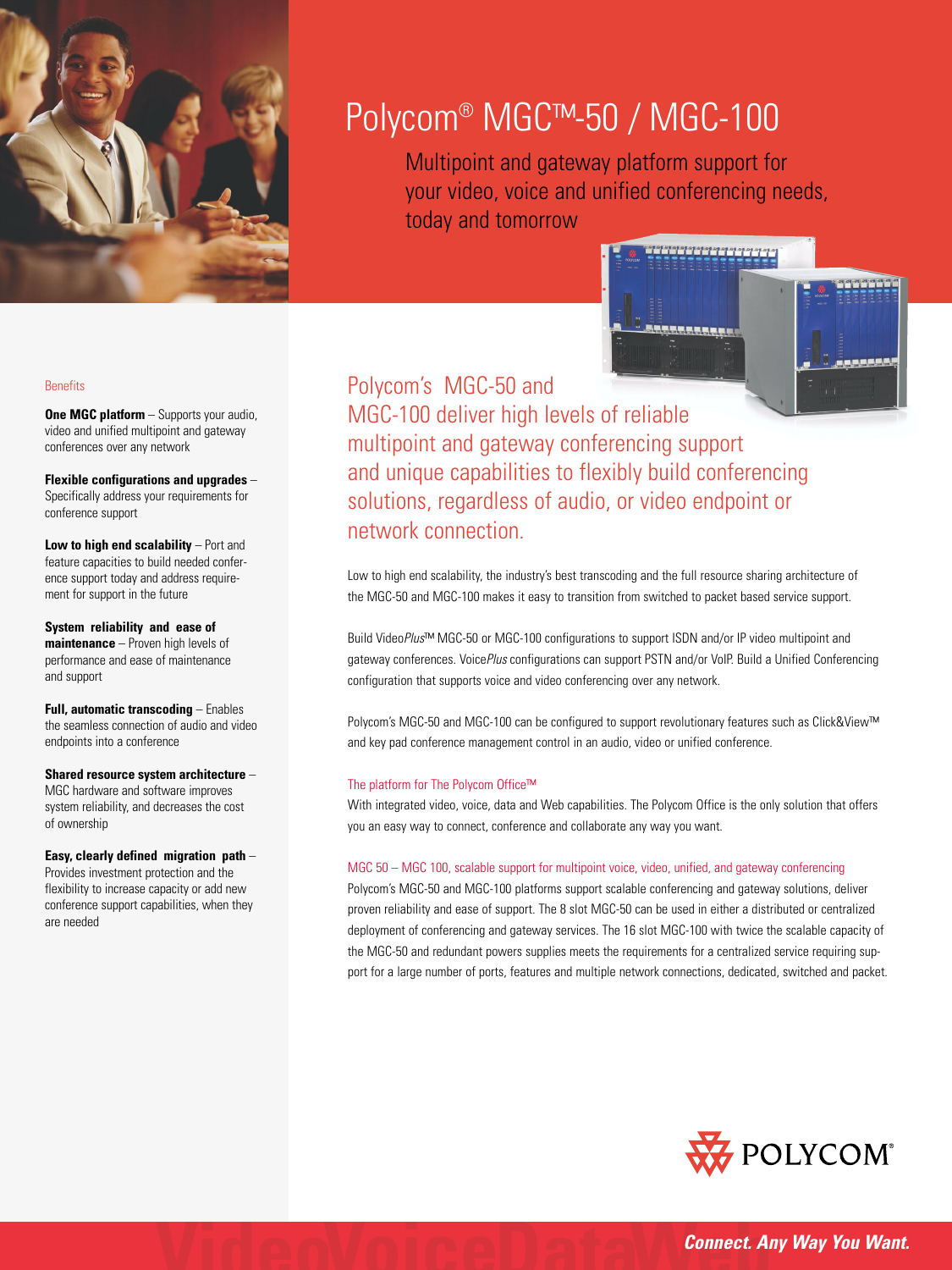# Polycom® MGC™-50 / MGC-100

Multipoint and gateway platform support for your video, voice and unified conferencing needs, today and tomorrow

## Benefits

**One MGC platform** – Supports your audio, video and unified multipoint and gateway conferences over any network

**Flexible configurations and upgrades** – Specifically address your requirements for conference support

**Low to high end scalability** – Port and feature capacities to build needed conference support today and address requirement for support in the future

**System reliability and ease of maintenance** – Proven high levels of performance and ease of maintenance and support

**Full, automatic transcoding** – Enables the seamless connection of audio and video endpoints into a conference

**Shared resource system architecture** – MGC hardware and software improves system reliability, and decreases the cost of ownership

**Easy, clearly defined migration path** – Provides investment protection and the flexibility to increase capacity or add new conference support capabilities, when they are needed

## Polycom's MGC-50 and MGC-100 deliver high levels of reliable multipoint and gateway conferencing support and unique capabilities to flexibly build conferencing solutions, regardless of audio, or video endpoint or network connection.

Low to high end scalability, the industry's best transcoding and the full resource sharing architecture of the MGC-50 and MGC-100 makes it easy to transition from switched to packet based service support.

Build Video*Plus*™ MGC-50 or MGC-100 configurations to support ISDN and/or IP video multipoint and gateway conferences. Voice*Plus* configurations can support PSTN and/or VoIP. Build a Unified Conferencing configuration that supports voice and video conferencing over any network.

Polycom's MGC-50 and MGC-100 can be configured to support revolutionary features such as Click&View™ and key pad conference management control in an audio, video or unified conference.

### The platform for The Polycom Office™

With integrated video, voice, data and Web capabilities. The Polycom Office is the only solution that offers you an easy way to connect, conference and collaborate any way you want.

### MGC 50 – MGC 100, scalable support for multipoint voice, video, unified, and gateway conferencing

Polycom's MGC-50 and MGC-100 platforms support scalable conferencing and gateway solutions, deliver proven reliability and ease of support. The 8 slot MGC-50 can be used in either a distributed or centralized deployment of conferencing and gateway services. The 16 slot MGC-100 with twice the scalable capacity of the MGC-50 and redundant powers supplies meets the requirements for a centralized service requiring support for a large number of ports, features and multiple network connections, dedicated, switched and packet.

POLYCOM®

**Connect. Any Way You Want.**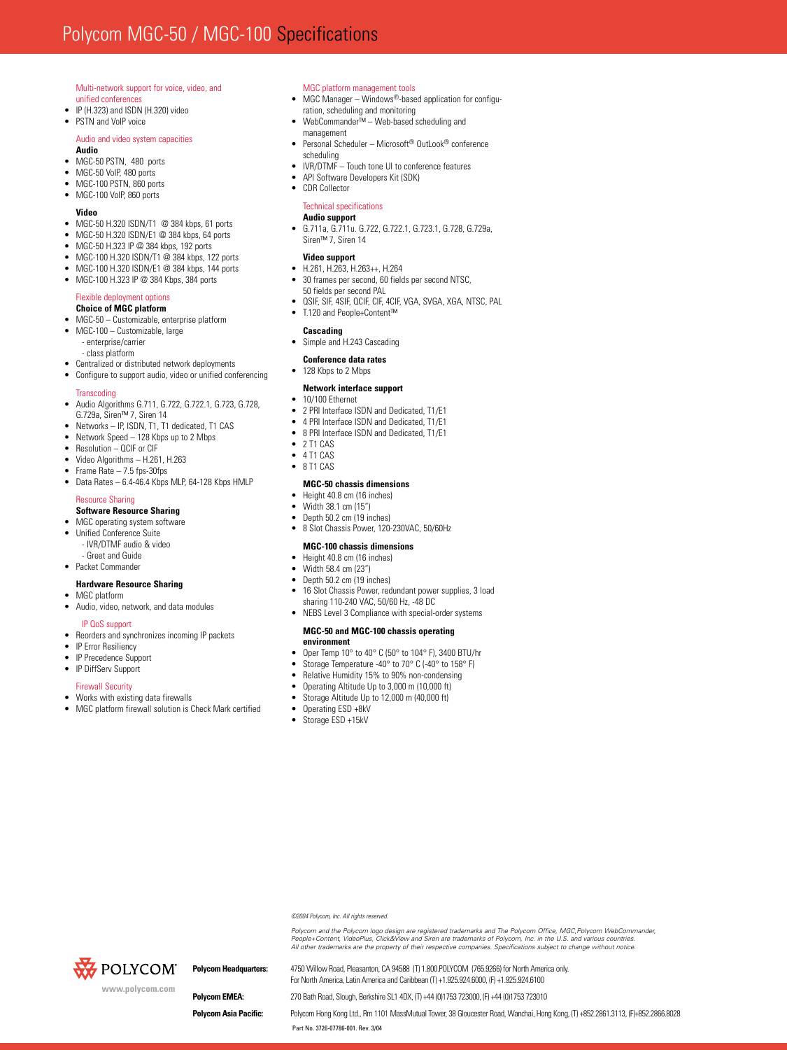# Polycom MGC-50 / MGC-100 Specifications

## Multi-network support for voice, video, and unified conferences

- IP (H.323) and ISDN (H.320) video
- PSTN and VoIP voice

## Audio and video system capacities

**Audio**

- MGC-50 PSTN, 480 ports
- MGC-50 VoIP, 480 ports
- MGC-100 PSTN, 860 ports
- MGC-100 VoIP, 860 ports

**Video**

- MGC-50 H.320 ISDN/T1 @ 384 kbps, 61 ports
- MGC-50 H.320 ISDN/E1 @ 384 kbps, 64 ports
- MGC-50 H.323 IP @ 384 kbps, 192 ports
- MGC-100 H.320 ISDN/T1 @ 384 kbps, 122 ports
- MGC-100 H.320 ISDN/E1 @ 384 kbps, 144 ports
- MGC-100 H.323 IP @ 384 Kbps, 384 ports

## Flexible deployment options

**Choice of MGC platform**

- MGC-50 – Customizable, enterprise platform
- MGC-100 – Customizable, large
  - enterprise/carrier
  - class platform
- Centralized or distributed network deployments
- Configure to support audio, video or unified conferencing

## Transcoding

- Audio Algorithms G.711, G.722, G.722.1, G.723, G.728, G.729a, Siren™ 7, Siren 14
- Networks – IP, ISDN, T1, T1 dedicated, T1 CAS
- Network Speed – 128 Kbps up to 2 Mbps
- Resolution – QCIF or CIF
- Video Algorithms – H.261, H.263
- Frame Rate – 7.5 fps-30fps
- Data Rates – 6.4-46.4 Kbps MLP, 64-128 Kbps HMLP

## Resource Sharing

**Software Resource Sharing**

- MGC operating system software
- Unified Conference Suite
  - IVR/DTMF audio & video
  - Greet and Guide
- Packet Commander

**Hardware Resource Sharing**

- MGC platform
- Audio, video, network, and data modules

## IP QoS support

- Reorders and synchronizes incoming IP packets
- IP Error Resiliency
- IP Precedence Support
- IP DiffServ Support

## Firewall Security

- Works with existing data firewalls
- MGC platform firewall solution is Check Mark certified

## MGC platform management tools

- MGC Manager – Windows®-based application for configuration, scheduling and monitoring
- WebCommander™ – Web-based scheduling and management
- Personal Scheduler – Microsoft® OutLook® conference scheduling
- IVR/DTMF – Touch tone UI to conference features
- API Software Developers Kit (SDK)
- CDR Collector

## Technical specifications

**Audio support**

- G.711a, G.711u. G.722, G.722.1, G.723.1, G.728, G.729a, Siren™ 7, Siren 14

**Video support**

- H.261, H.263, H.263++, H.264
- 30 frames per second, 60 fields per second NTSC, 50 fields per second PAL
- QSIF, SIF, 4SIF, QCIF, CIF, 4CIF, VGA, SVGA, XGA, NTSC, PAL
- T.120 and People+Content™

**Cascading**

- Simple and H.243 Cascading

**Conference data rates**

- 128 Kbps to 2 Mbps

**Network interface support**

- 10/100 Ethernet
- 2 PRI Interface ISDN and Dedicated, T1/E1
- 4 PRI Interface ISDN and Dedicated, T1/E1
- 8 PRI Interface ISDN and Dedicated, T1/E1
- 2 T1 CAS
- 4 T1 CAS
- 8 T1 CAS

**MGC-50 chassis dimensions**

- Height 40.8 cm (16 inches)
- Width 38.1 cm (15")
- Depth 50.2 cm (19 inches)
- 8 Slot Chassis Power, 120-230VAC, 50/60Hz

**MGC-100 chassis dimensions**

- Height 40.8 cm (16 inches)
- Width 58.4 cm (23")
- Depth 50.2 cm (19 inches)
- 16 Slot Chassis Power, redundant power supplies, 3 load sharing 110-240 VAC, 50/60 Hz, -48 DC
- NEBS Level 3 Compliance with special-order systems

**MGC-50 and MGC-100 chassis operating environment**

- Oper Temp 10° to 40° C (50° to 104° F), 3400 BTU/hr
- Storage Temperature -40° to 70° C (-40° to 158° F)
- Relative Humidity 15% to 90% non-condensing
- Operating Altitude Up to 3,000 m (10,000 ft)
- Storage Altitude Up to 12,000 m (40,000 ft)
- Operating ESD +8kV
- Storage ESD +15kV

*©2004 Polycom, Inc. All rights reserved.*

*Polycom and the Polycom logo design are registered trademarks and The Polycom Office, MGC,Polycom WebCommander, People+Content, VideoPlus, Click&View and Siren are trademarks of Polycom, Inc. in the U.S. and various countries. All other trademarks are the property of their respective companies. Specifications subject to change without notice.*

POLYCOM®
www.polycom.com

**Polycom Headquarters:** 4750 Willow Road, Pleasanton, CA 94588 (T) 1.800.POLYCOM (765.9266) for North America only. For North America, Latin America and Caribbean (T) +1.925.924.6000, (F) +1.925.924.6100

**Polycom EMEA:** 270 Bath Road, Slough, Berkshire SL1 4DX, (T) +44 (0)1753 723000, (F) +44 (0)1753 723010

**Polycom Asia Pacific:** Polycom Hong Kong Ltd., Rm 1101 MassMutual Tower, 38 Gloucester Road, Wanchai, Hong Kong, (T) +852.2861.3113, (F)+852.2866.8028

Part No. 3726-07786-001. Rev. 3/04